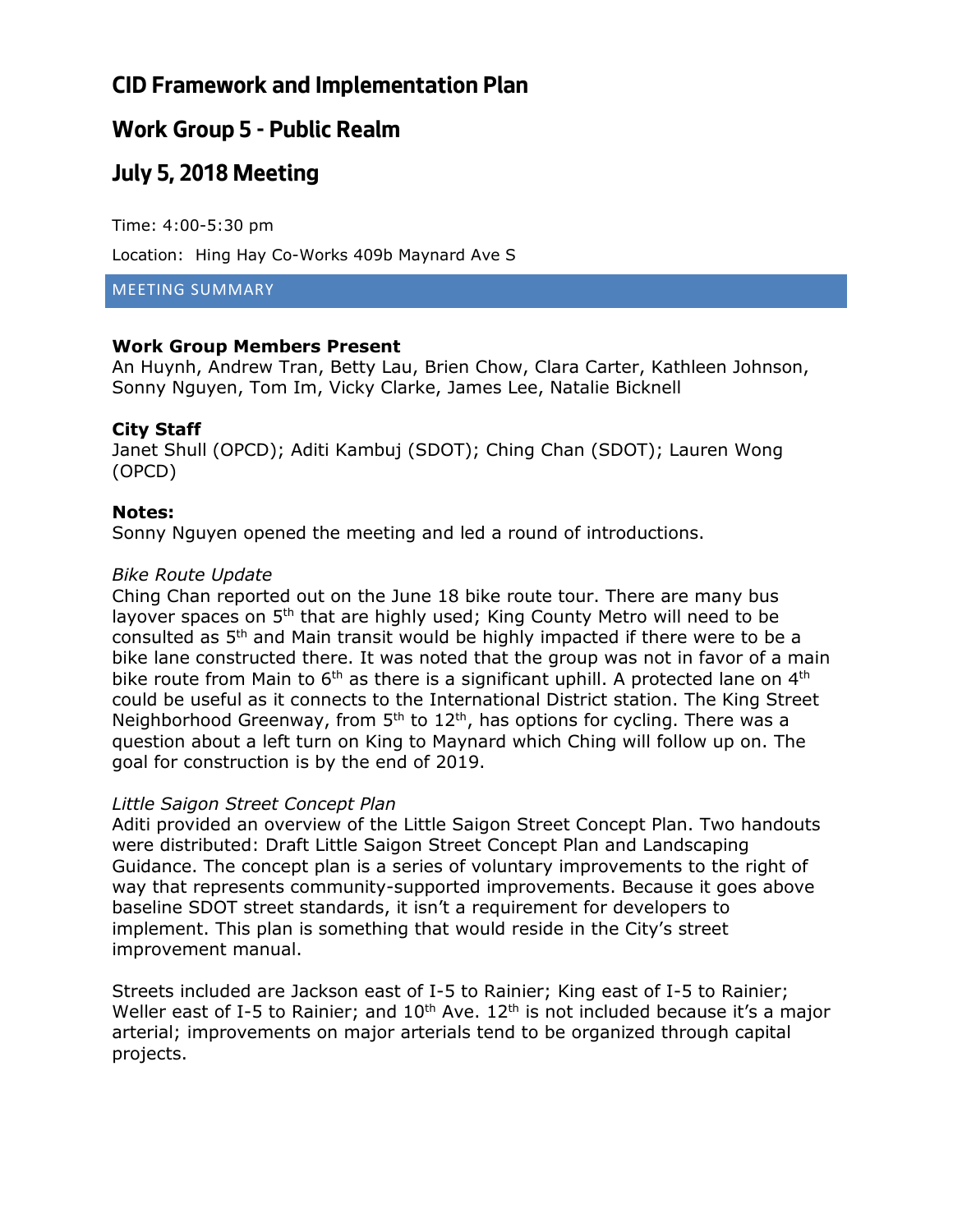# CID Framework and Implementation Plan

# Work Group 5 - Public Realm

# July 5, 2018 Meeting

Time: 4:00-5:30 pm

Location: Hing Hay Co-Works 409b Maynard Ave S

## MEETING SUMMARY

**Work Group Members Present**
An Huynh, Andrew Tran, Betty Lau, Brien Chow, Clara Carter, Kathleen Johnson, Sonny Nguyen, Tom Im, Vicky Clarke, James Lee, Natalie Bicknell

**City Staff**
Janet Shull (OPCD); Aditi Kambuj (SDOT); Ching Chan (SDOT); Lauren Wong (OPCD)

**Notes:**
Sonny Nguyen opened the meeting and led a round of introductions.

*Bike Route Update*
Ching Chan reported out on the June 18 bike route tour. There are many bus layover spaces on 5th that are highly used; King County Metro will need to be consulted as 5th and Main transit would be highly impacted if there were to be a bike lane constructed there. It was noted that the group was not in favor of a main bike route from Main to 6th as there is a significant uphill. A protected lane on 4th could be useful as it connects to the International District station. The King Street Neighborhood Greenway, from 5th to 12th, has options for cycling. There was a question about a left turn on King to Maynard which Ching will follow up on. The goal for construction is by the end of 2019.

*Little Saigon Street Concept Plan*
Aditi provided an overview of the Little Saigon Street Concept Plan. Two handouts were distributed: Draft Little Saigon Street Concept Plan and Landscaping Guidance. The concept plan is a series of voluntary improvements to the right of way that represents community-supported improvements. Because it goes above baseline SDOT street standards, it isn't a requirement for developers to implement. This plan is something that would reside in the City's street improvement manual.

Streets included are Jackson east of I-5 to Rainier; King east of I-5 to Rainier; Weller east of I-5 to Rainier; and 10th Ave. 12th is not included because it's a major arterial; improvements on major arterials tend to be organized through capital projects.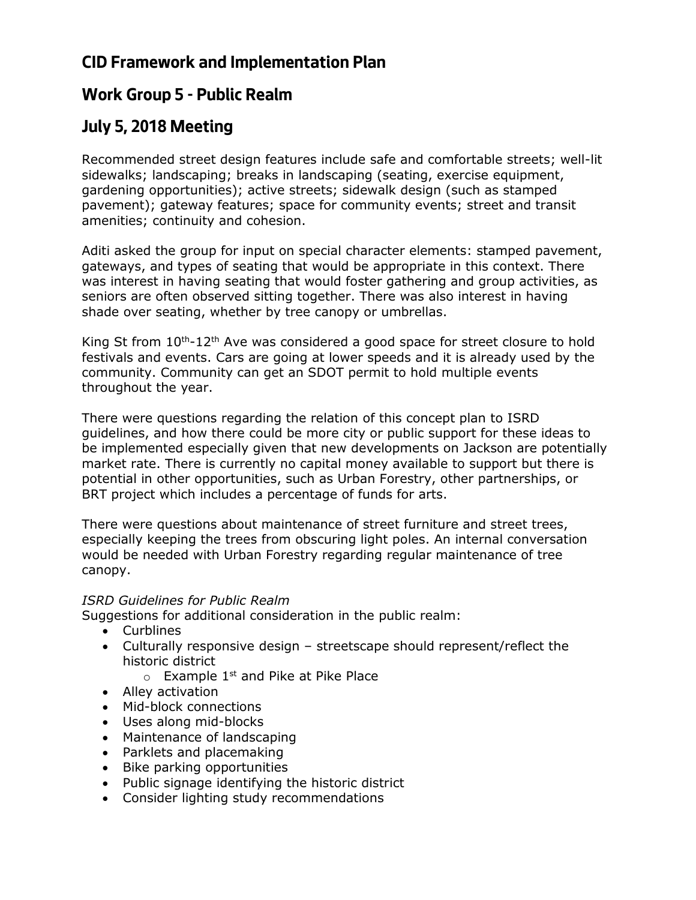# CID Framework and Implementation Plan

# Work Group 5 - Public Realm

# July 5, 2018 Meeting

Recommended street design features include safe and comfortable streets; well-lit sidewalks; landscaping; breaks in landscaping (seating, exercise equipment, gardening opportunities); active streets; sidewalk design (such as stamped pavement); gateway features; space for community events; street and transit amenities; continuity and cohesion.

Aditi asked the group for input on special character elements: stamped pavement, gateways, and types of seating that would be appropriate in this context. There was interest in having seating that would foster gathering and group activities, as seniors are often observed sitting together. There was also interest in having shade over seating, whether by tree canopy or umbrellas.

King St from 10th-12th Ave was considered a good space for street closure to hold festivals and events. Cars are going at lower speeds and it is already used by the community. Community can get an SDOT permit to hold multiple events throughout the year.

There were questions regarding the relation of this concept plan to ISRD guidelines, and how there could be more city or public support for these ideas to be implemented especially given that new developments on Jackson are potentially market rate. There is currently no capital money available to support but there is potential in other opportunities, such as Urban Forestry, other partnerships, or BRT project which includes a percentage of funds for arts.

There were questions about maintenance of street furniture and street trees, especially keeping the trees from obscuring light poles. An internal conversation would be needed with Urban Forestry regarding regular maintenance of tree canopy.

*ISRD Guidelines for Public Realm*
Suggestions for additional consideration in the public realm:

- Curblines
- Culturally responsive design – streetscape should represent/reflect the historic district
    - Example 1st and Pike at Pike Place
- Alley activation
- Mid-block connections
- Uses along mid-blocks
- Maintenance of landscaping
- Parklets and placemaking
- Bike parking opportunities
- Public signage identifying the historic district
- Consider lighting study recommendations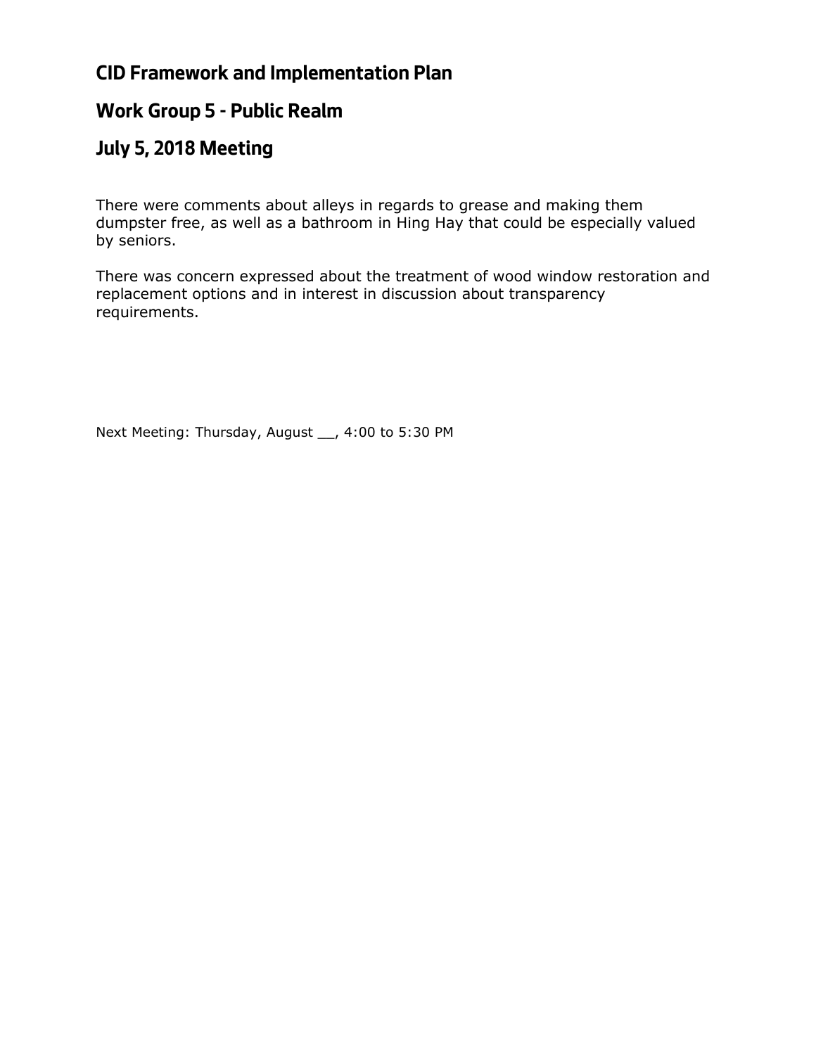# CID Framework and Implementation Plan

## Work Group 5 - Public Realm

## July 5, 2018 Meeting

There were comments about alleys in regards to grease and making them dumpster free, as well as a bathroom in Hing Hay that could be especially valued by seniors.

There was concern expressed about the treatment of wood window restoration and replacement options and in interest in discussion about transparency requirements.

Next Meeting: Thursday, August __, 4:00 to 5:30 PM